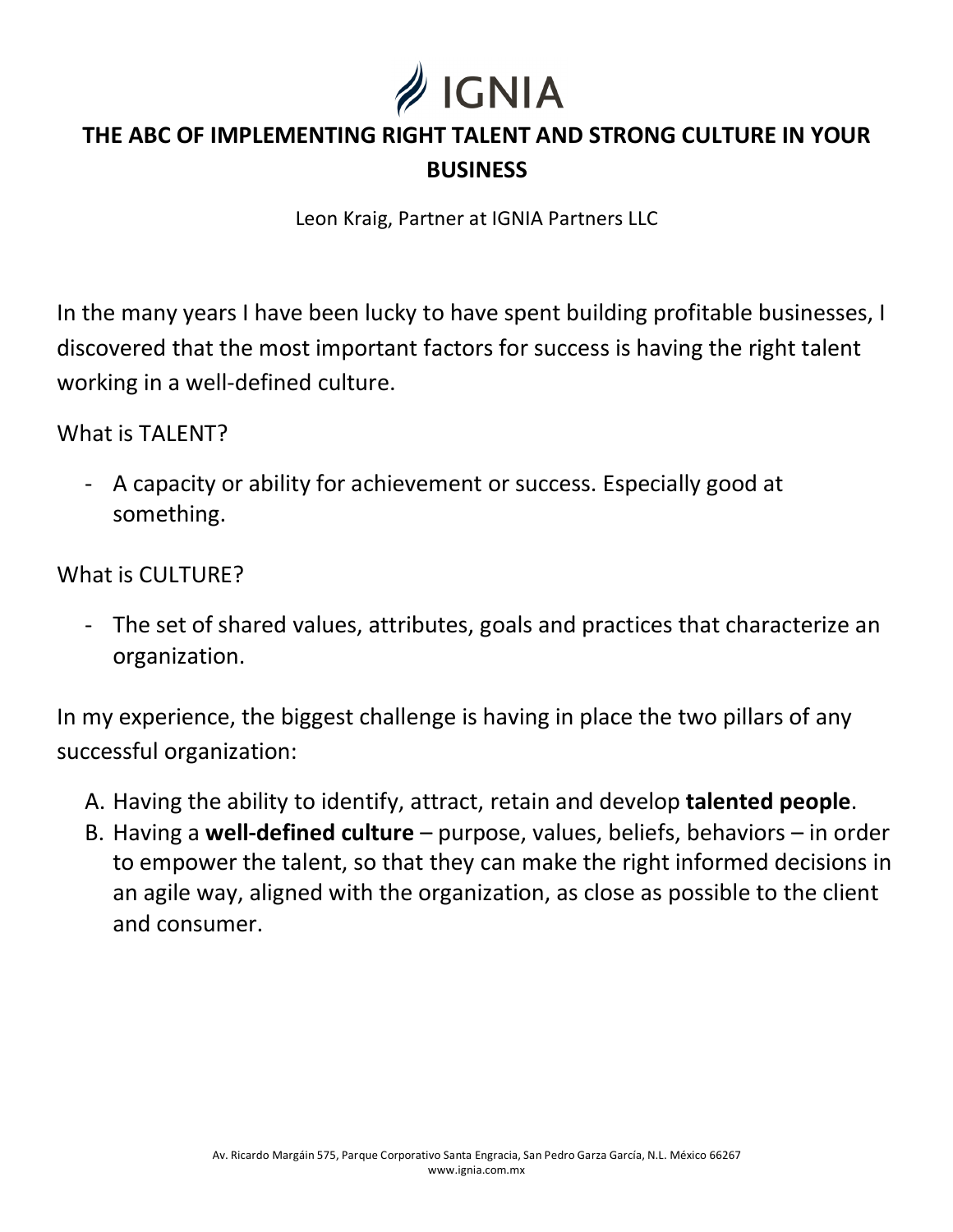# THE ABC OF IMPLEMENTING RIGHT TALENT AND STRONG CULTURE IN YOUR BUSINESS

Leon Kraig, Partner at IGNIA Partners LLC

In the many years I have been lucky to have spent building profitable businesses, I discovered that the most important factors for success is having the right talent working in a well-defined culture.

What is TALENT?

- A capacity or ability for achievement or success. Especially good at something.

What is CULTURE?

- The set of shared values, attributes, goals and practices that characterize an organization.

In my experience, the biggest challenge is having in place the two pillars of any successful organization:

A. Having the ability to identify, attract, retain and develop **talented people**.
B. Having a **well-defined culture** – purpose, values, beliefs, behaviors – in order to empower the talent, so that they can make the right informed decisions in an agile way, aligned with the organization, as close as possible to the client and consumer.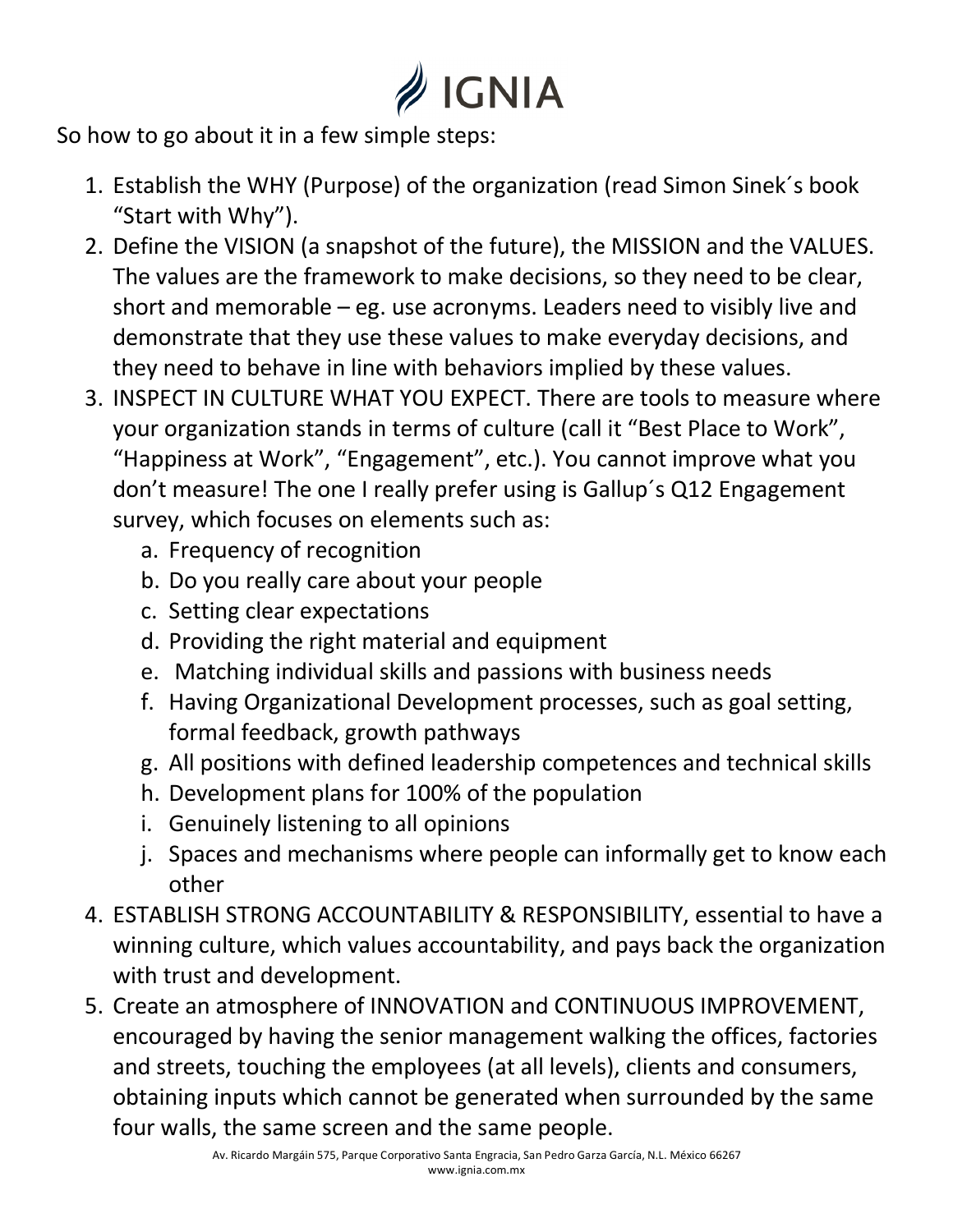So how to go about it in a few simple steps:

1. Establish the WHY (Purpose) of the organization (read Simon Sinek´s book "Start with Why").
2. Define the VISION (a snapshot of the future), the MISSION and the VALUES. The values are the framework to make decisions, so they need to be clear, short and memorable – eg. use acronyms. Leaders need to visibly live and demonstrate that they use these values to make everyday decisions, and they need to behave in line with behaviors implied by these values.
3. INSPECT IN CULTURE WHAT YOU EXPECT. There are tools to measure where your organization stands in terms of culture (call it "Best Place to Work", "Happiness at Work", "Engagement", etc.). You cannot improve what you don't measure! The one I really prefer using is Gallup´s Q12 Engagement survey, which focuses on elements such as:
    a. Frequency of recognition
    b. Do you really care about your people
    c. Setting clear expectations
    d. Providing the right material and equipment
    e. Matching individual skills and passions with business needs
    f. Having Organizational Development processes, such as goal setting, formal feedback, growth pathways
    g. All positions with defined leadership competences and technical skills
    h. Development plans for 100% of the population
    i. Genuinely listening to all opinions
    j. Spaces and mechanisms where people can informally get to know each other
4. ESTABLISH STRONG ACCOUNTABILITY & RESPONSIBILITY, essential to have a winning culture, which values accountability, and pays back the organization with trust and development.
5. Create an atmosphere of INNOVATION and CONTINUOUS IMPROVEMENT, encouraged by having the senior management walking the offices, factories and streets, touching the employees (at all levels), clients and consumers, obtaining inputs which cannot be generated when surrounded by the same four walls, the same screen and the same people.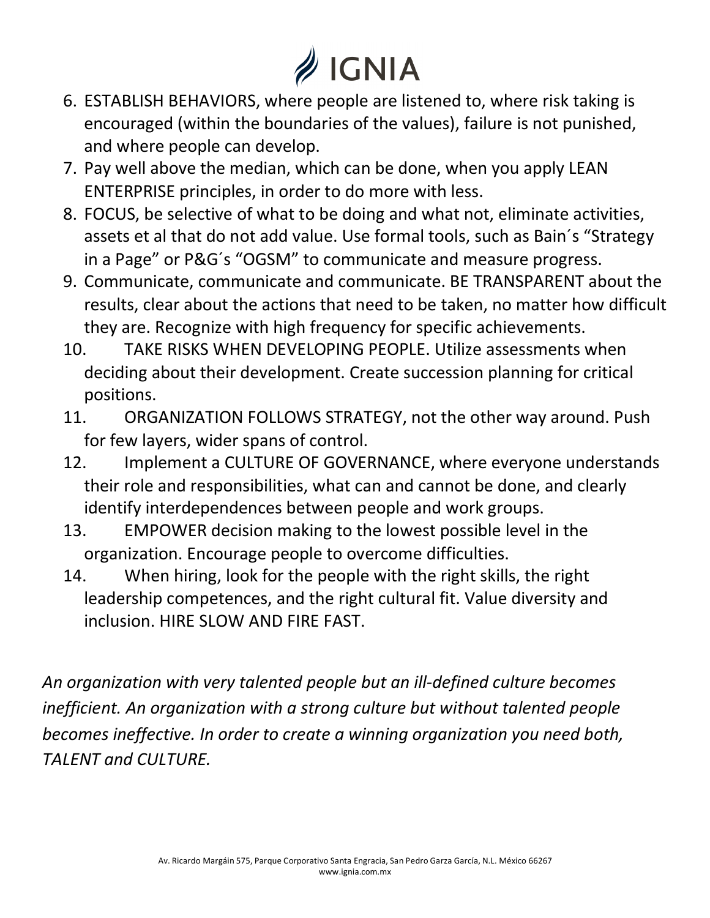6. ESTABLISH BEHAVIORS, where people are listened to, where risk taking is encouraged (within the boundaries of the values), failure is not punished, and where people can develop.
7. Pay well above the median, which can be done, when you apply LEAN ENTERPRISE principles, in order to do more with less.
8. FOCUS, be selective of what to be doing and what not, eliminate activities, assets et al that do not add value. Use formal tools, such as Bain´s "Strategy in a Page" or P&G´s "OGSM" to communicate and measure progress.
9. Communicate, communicate and communicate. BE TRANSPARENT about the results, clear about the actions that need to be taken, no matter how difficult they are. Recognize with high frequency for specific achievements.
10. TAKE RISKS WHEN DEVELOPING PEOPLE. Utilize assessments when deciding about their development. Create succession planning for critical positions.
11. ORGANIZATION FOLLOWS STRATEGY, not the other way around. Push for few layers, wider spans of control.
12. Implement a CULTURE OF GOVERNANCE, where everyone understands their role and responsibilities, what can and cannot be done, and clearly identify interdependences between people and work groups.
13. EMPOWER decision making to the lowest possible level in the organization. Encourage people to overcome difficulties.
14. When hiring, look for the people with the right skills, the right leadership competences, and the right cultural fit. Value diversity and inclusion. HIRE SLOW AND FIRE FAST.

*An organization with very talented people but an ill-defined culture becomes inefficient. An organization with a strong culture but without talented people becomes ineffective. In order to create a winning organization you need both, TALENT and CULTURE.*